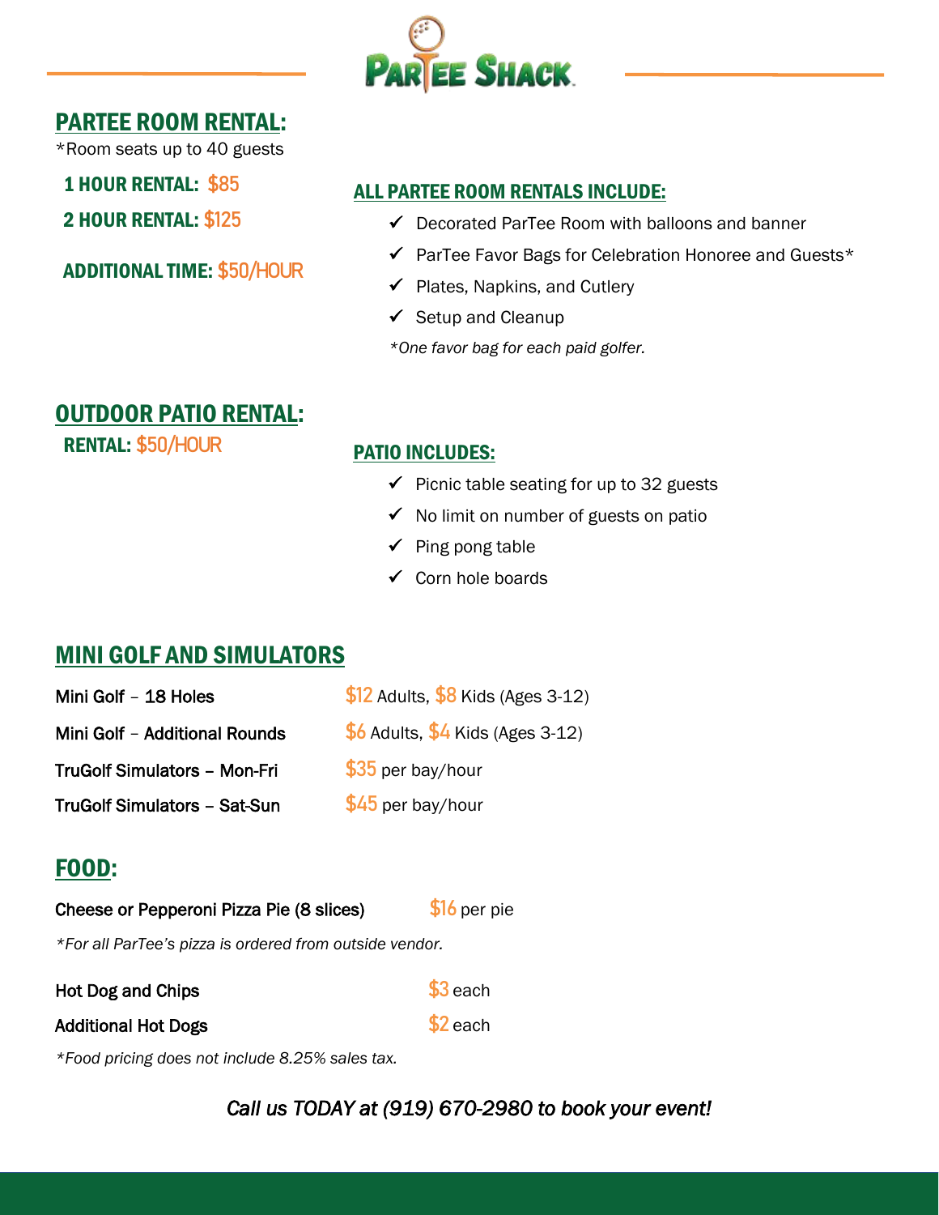# PARTEE SHACK

## PARTEE ROOM RENTAL:

*Room seats up to 40 guests

**1 HOUR RENTAL:** $85

**2 HOUR RENTAL:** $125

**ADDITIONAL TIME:** $50/HOUR

### ALL PARTEE ROOM RENTALS INCLUDE:

- ✓ Decorated ParTee Room with balloons and banner
- ✓ ParTee Favor Bags for Celebration Honoree and Guests*
- ✓ Plates, Napkins, and Cutlery
- ✓ Setup and Cleanup

*\*One favor bag for each paid golfer.*

## OUTDOOR PATIO RENTAL:

**RENTAL:** $50/HOUR

### PATIO INCLUDES:

- ✓ Picnic table seating for up to 32 guests
- ✓ No limit on number of guests on patio
- ✓ Ping pong table
- ✓ Corn hole boards

## MINI GOLF AND SIMULATORS

| | |
|---|---|
| Mini Golf – 18 Holes | $12 Adults, $8 Kids (Ages 3-12) |
| Mini Golf – Additional Rounds | $6 Adults, $4 Kids (Ages 3-12) |
| TruGolf Simulators – Mon-Fri | $35 per bay/hour |
| TruGolf Simulators – Sat-Sun | $45 per bay/hour |

## FOOD:

| | |
|---|---|
| Cheese or Pepperoni Pizza Pie (8 slices) | $16 per pie |

*\*For all ParTee's pizza is ordered from outside vendor.*

| | |
|---|---|
| Hot Dog and Chips | $3 each |
| Additional Hot Dogs | $2 each |

*\*Food pricing does not include 8.25% sales tax.*

*Call us TODAY at (919) 670-2980 to book your event!*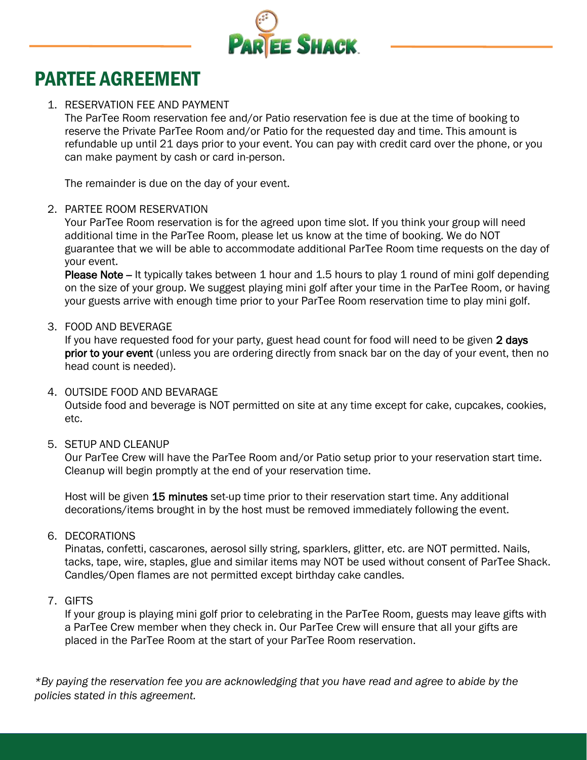# PARTEE AGREEMENT

1. RESERVATION FEE AND PAYMENT
   The ParTee Room reservation fee and/or Patio reservation fee is due at the time of booking to reserve the Private ParTee Room and/or Patio for the requested day and time. This amount is refundable up until 21 days prior to your event. You can pay with credit card over the phone, or you can make payment by cash or card in-person.

   The remainder is due on the day of your event.

2. PARTEE ROOM RESERVATION
   Your ParTee Room reservation is for the agreed upon time slot. If you think your group will need additional time in the ParTee Room, please let us know at the time of booking. We do NOT guarantee that we will be able to accommodate additional ParTee Room time requests on the day of your event.
   **Please Note** – It typically takes between 1 hour and 1.5 hours to play 1 round of mini golf depending on the size of your group. We suggest playing mini golf after your time in the ParTee Room, or having your guests arrive with enough time prior to your ParTee Room reservation time to play mini golf.

3. FOOD AND BEVERAGE
   If you have requested food for your party, guest head count for food will need to be given **2 days prior to your event** (unless you are ordering directly from snack bar on the day of your event, then no head count is needed).

4. OUTSIDE FOOD AND BEVARAGE
   Outside food and beverage is NOT permitted on site at any time except for cake, cupcakes, cookies, etc.

5. SETUP AND CLEANUP
   Our ParTee Crew will have the ParTee Room and/or Patio setup prior to your reservation start time. Cleanup will begin promptly at the end of your reservation time.

   Host will be given **15 minutes** set-up time prior to their reservation start time. Any additional decorations/items brought in by the host must be removed immediately following the event.

6. DECORATIONS
   Pinatas, confetti, cascarones, aerosol silly string, sparklers, glitter, etc. are NOT permitted. Nails, tacks, tape, wire, staples, glue and similar items may NOT be used without consent of ParTee Shack. Candles/Open flames are not permitted except birthday cake candles.

7. GIFTS
   If your group is playing mini golf prior to celebrating in the ParTee Room, guests may leave gifts with a ParTee Crew member when they check in. Our ParTee Crew will ensure that all your gifts are placed in the ParTee Room at the start of your ParTee Room reservation.

*\*By paying the reservation fee you are acknowledging that you have read and agree to abide by the policies stated in this agreement.*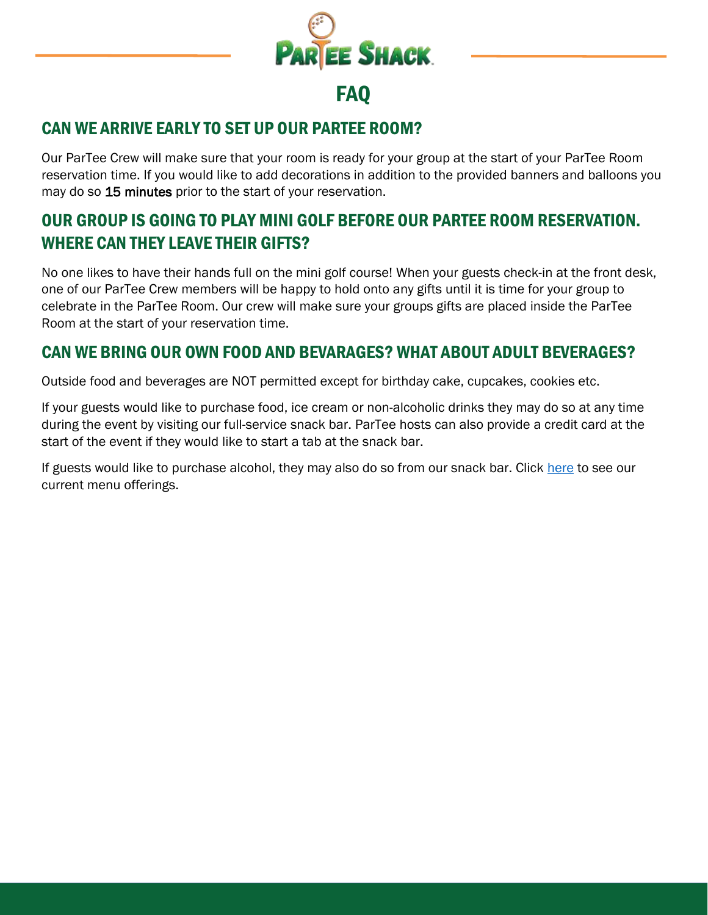# FAQ

## CAN WE ARRIVE EARLY TO SET UP OUR PARTEE ROOM?

Our ParTee Crew will make sure that your room is ready for your group at the start of your ParTee Room reservation time. If you would like to add decorations in addition to the provided banners and balloons you may do so 15 minutes prior to the start of your reservation.

## OUR GROUP IS GOING TO PLAY MINI GOLF BEFORE OUR PARTEE ROOM RESERVATION. WHERE CAN THEY LEAVE THEIR GIFTS?

No one likes to have their hands full on the mini golf course! When your guests check-in at the front desk, one of our ParTee Crew members will be happy to hold onto any gifts until it is time for your group to celebrate in the ParTee Room. Our crew will make sure your groups gifts are placed inside the ParTee Room at the start of your reservation time.

## CAN WE BRING OUR OWN FOOD AND BEVARAGES? WHAT ABOUT ADULT BEVERAGES?

Outside food and beverages are NOT permitted except for birthday cake, cupcakes, cookies etc.

If your guests would like to purchase food, ice cream or non-alcoholic drinks they may do so at any time during the event by visiting our full-service snack bar. ParTee hosts can also provide a credit card at the start of the event if they would like to start a tab at the snack bar.

If guests would like to purchase alcohol, they may also do so from our snack bar. Click here to see our current menu offerings.